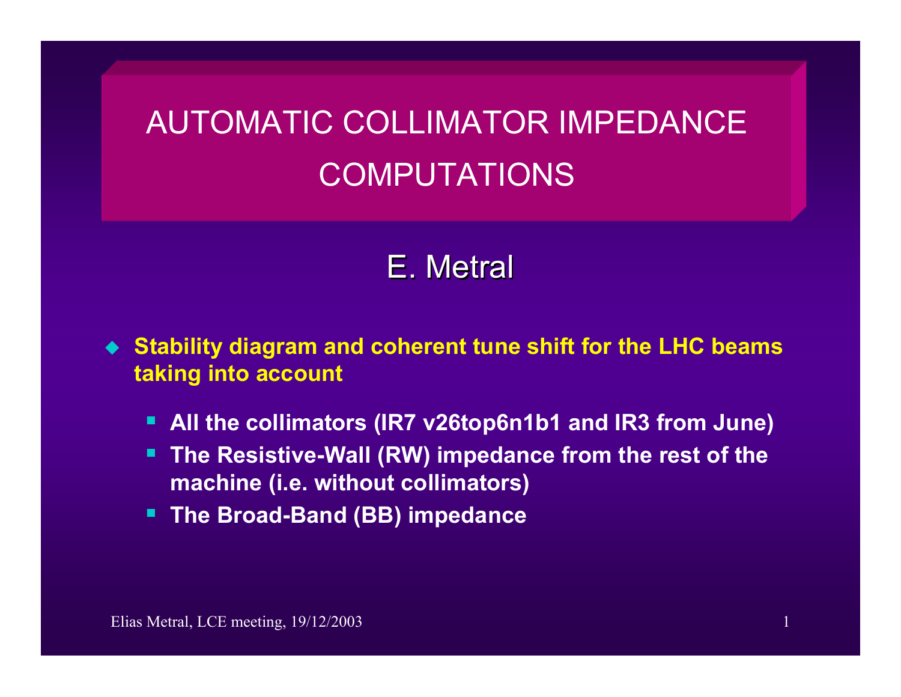# AUTOMATIC COLLIMATOR IMPEDANCE COMPUTATIONS

## E. Metral

- **Stability diagram and coherent tune shift for the LHC beams taking into account**
  - **All the collimators (IR7 v26top6n1b1 and IR3 from June)**
  - **The Resistive-Wall (RW) impedance from the rest of the machine (i.e. without collimators)**
  - **The Broad-Band (BB) impedance**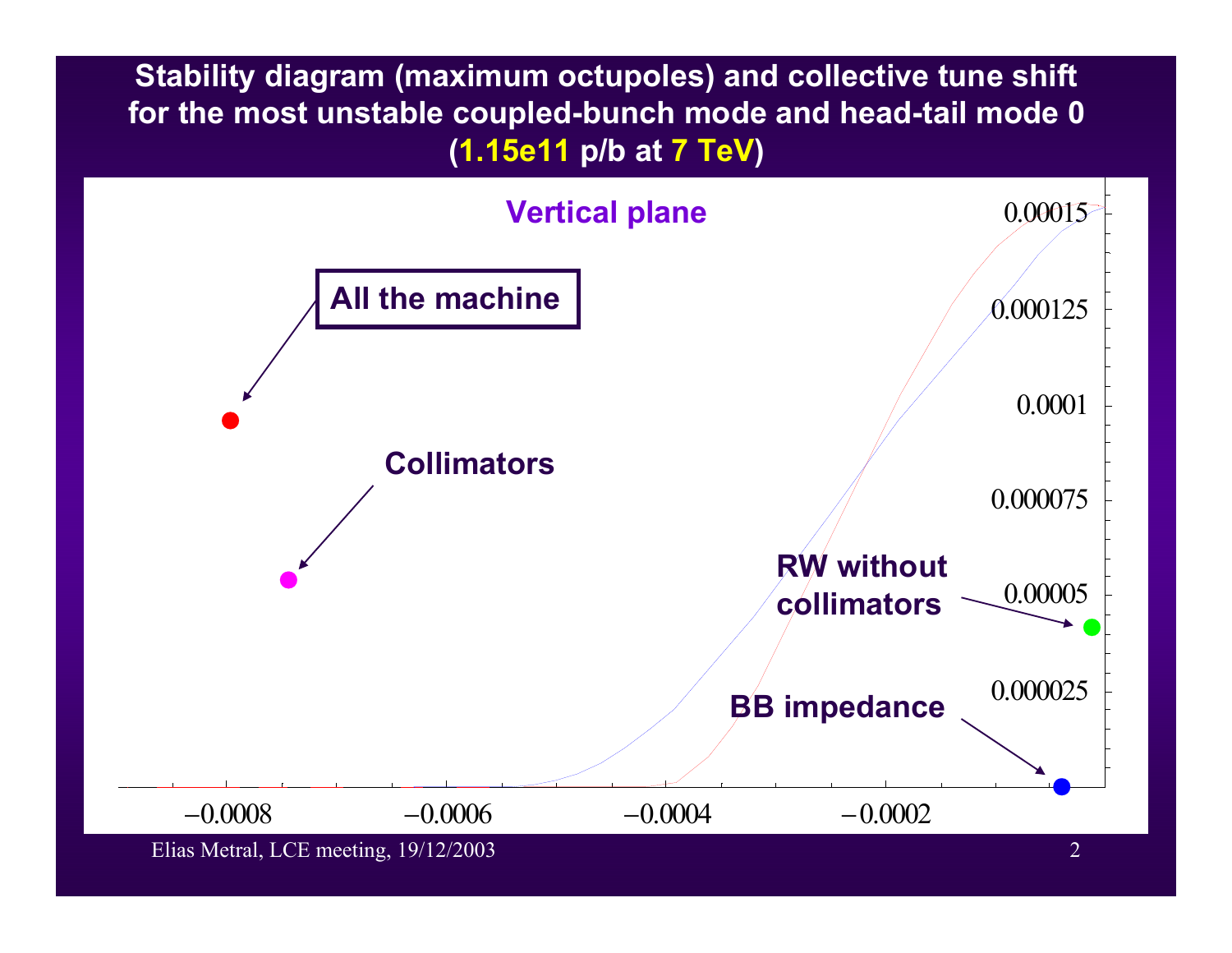# Stability diagram (maximum octupoles) and collective tune shift for the most unstable coupled-bunch mode and head-tail mode 0 (1.15e11 p/b at 7 TeV)

**Vertical plane**

- All the machine
- Collimators
- RW without collimators
- BB impedance

Vertical axis: 0.000025, 0.00005, 0.000075, 0.0001, 0.000125, 0.00015

Horizontal axis: −0.0008, −0.0006, −0.0004, −0.0002

Elias Metral, LCE meeting, 19/12/2003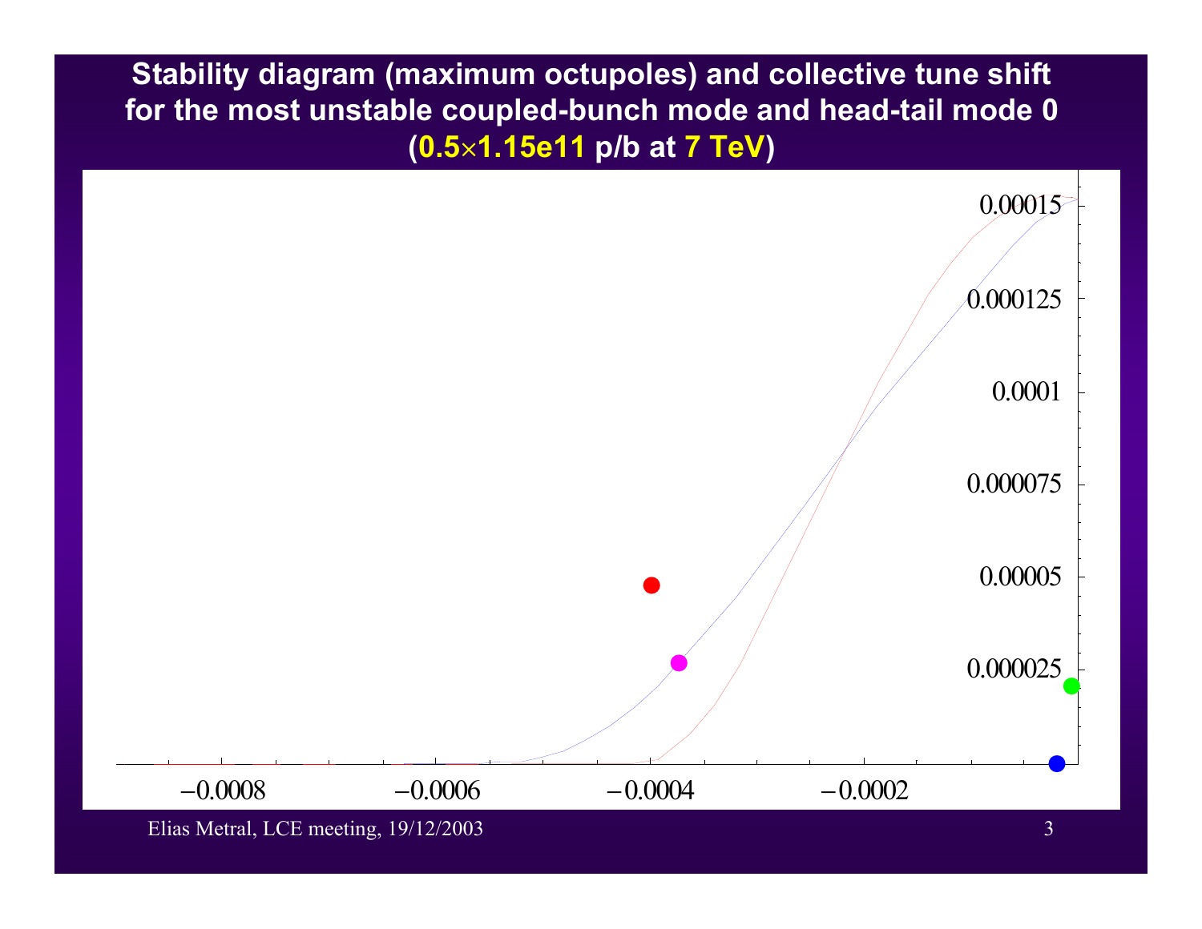# Stability diagram (maximum octupoles) and collective tune shift for the most unstable coupled-bunch mode and head-tail mode 0

## (0.5×1.15e11 p/b at 7 TeV)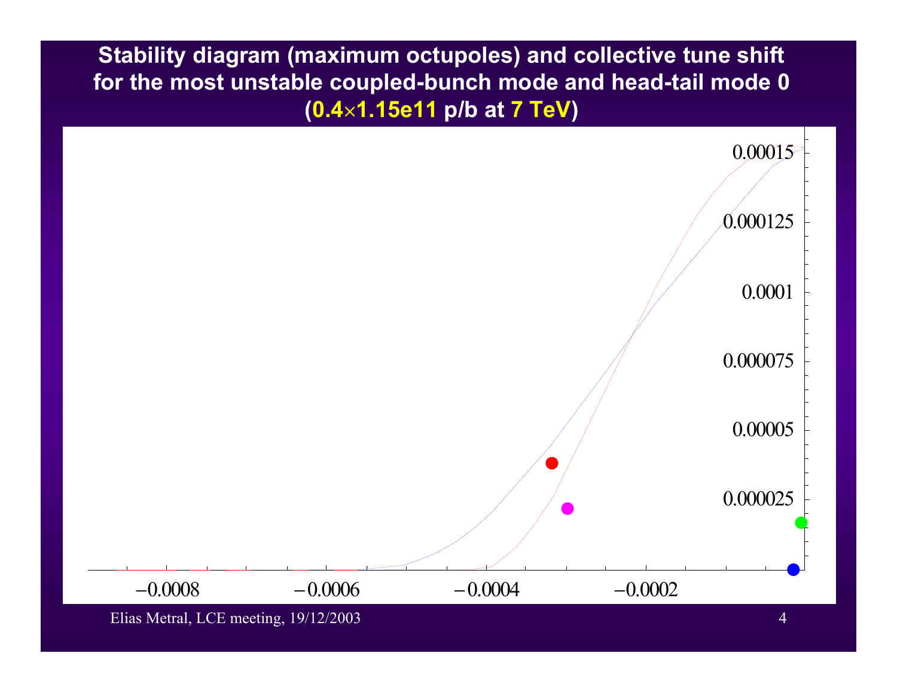# Stability diagram (maximum octupoles) and collective tune shift for the most unstable coupled-bunch mode and head-tail mode 0 (0.4×1.15e11 p/b at 7 TeV)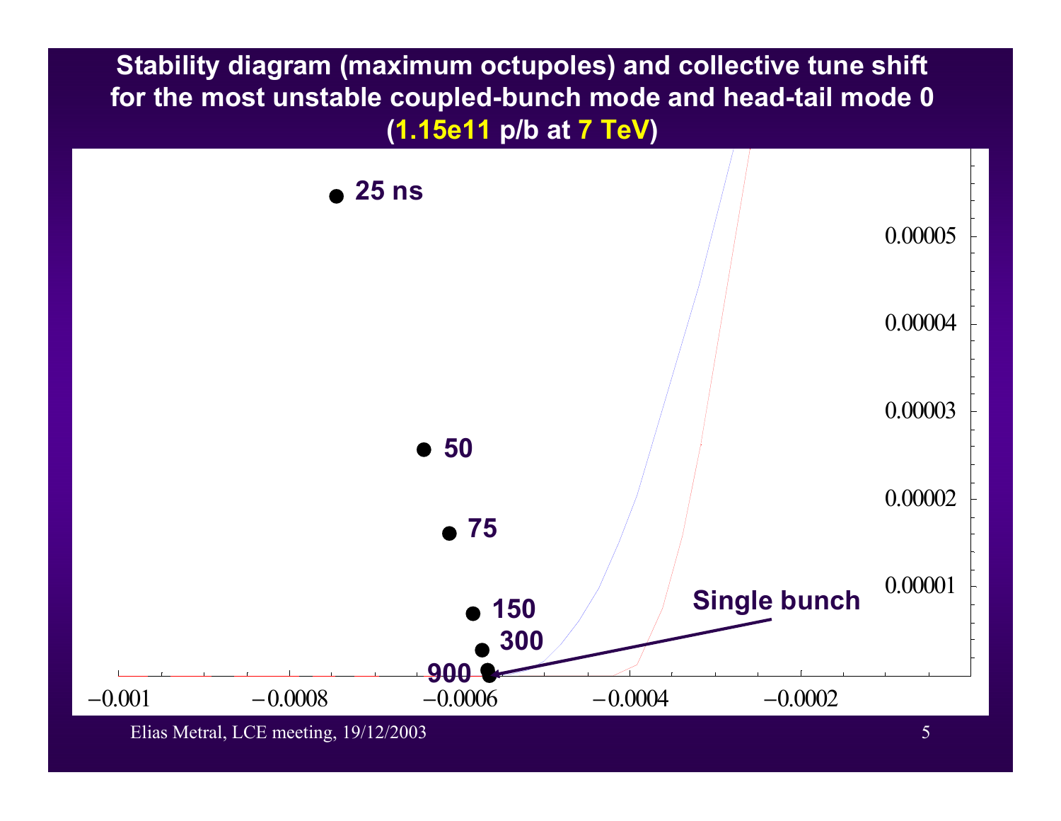# Stability diagram (maximum octupoles) and collective tune shift for the most unstable coupled-bunch mode and head-tail mode 0 (1.15e11 p/b at 7 TeV)

25 ns

50

75

150

300

900

Single bunch

0.00005

0.00004

0.00003

0.00002

0.00001

−0.001 −0.0008 −0.0006 −0.0004 −0.0002

Elias Metral, LCE meeting, 19/12/2003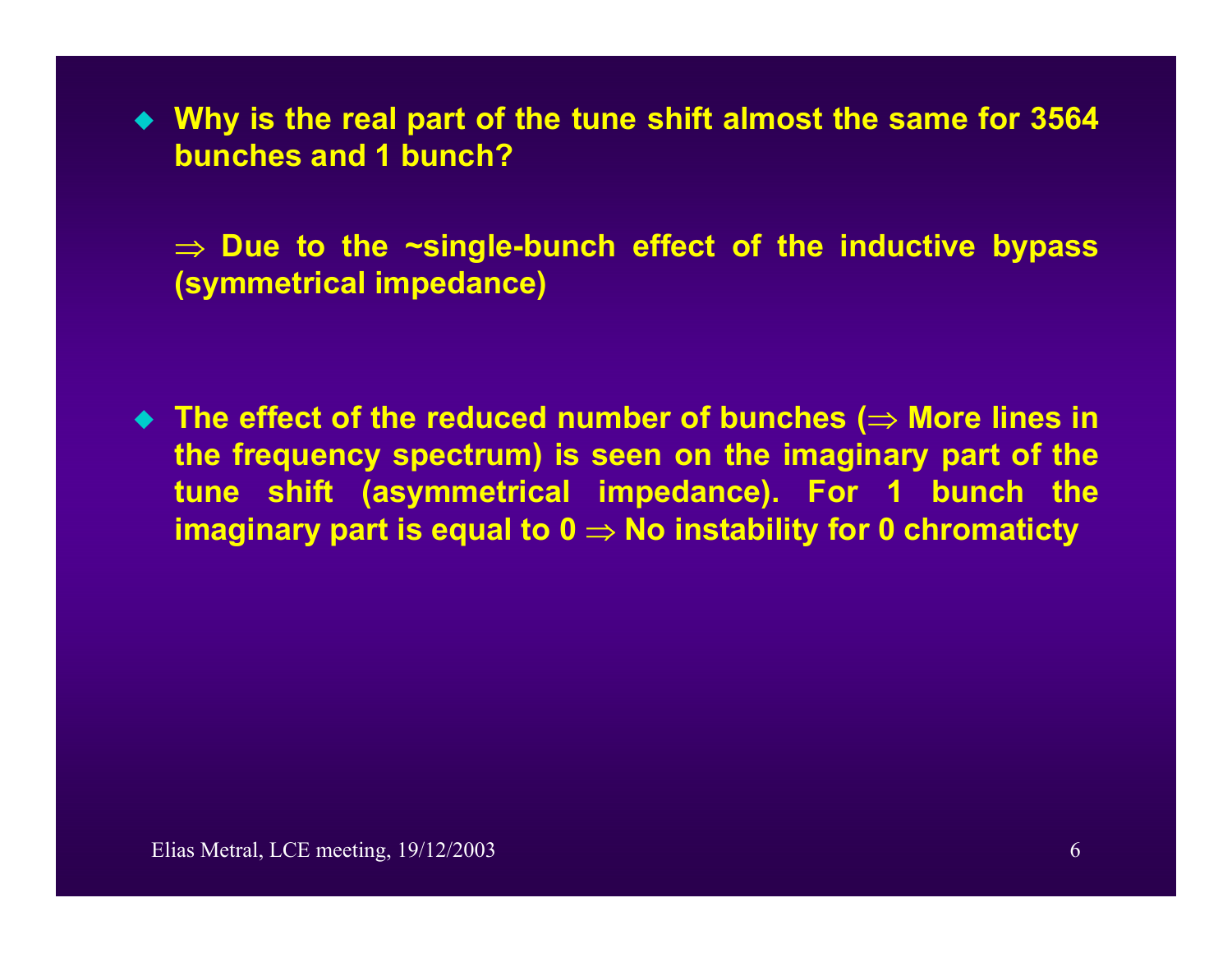- Why is the real part of the tune shift almost the same for 3564 bunches and 1 bunch?

  $\Rightarrow$ Due to the ~single-bunch effect of the inductive bypass (symmetrical impedance)

- The effect of the reduced number of bunches ($\Rightarrow$ More lines in the frequency spectrum) is seen on the imaginary part of the tune shift (asymmetrical impedance). For 1 bunch the imaginary part is equal to 0 $\Rightarrow$ No instability for 0 chromaticty